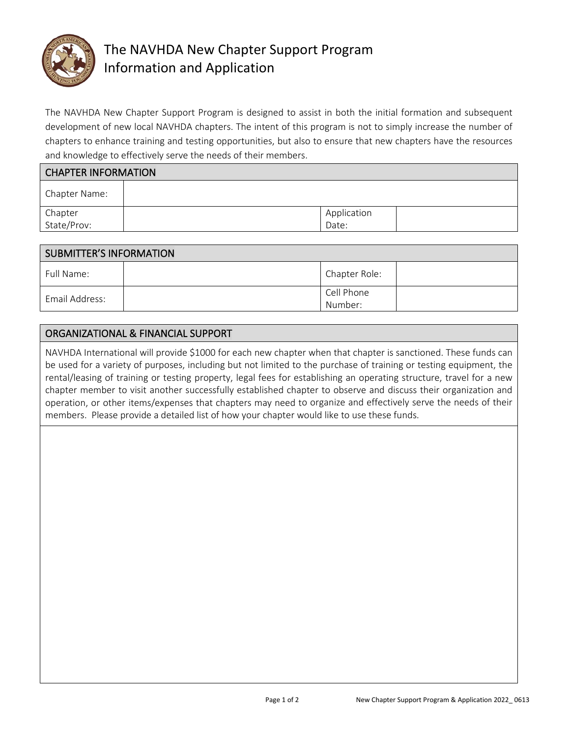# The NAVHDA New Chapter Support Program Information and Application

The NAVHDA New Chapter Support Program is designed to assist in both the initial formation and subsequent development of new local NAVHDA chapters. The intent of this program is not to simply increase the number of chapters to enhance training and testing opportunities, but also to ensure that new chapters have the resources and knowledge to effectively serve the needs of their members.

| CHAPTER INFORMATION | | | |
|---|---|---|---|
| Chapter Name: | | | |
| Chapter State/Prov: | | Application Date: | |

| SUBMITTER'S INFORMATION | | | |
|---|---|---|---|
| Full Name: | | Chapter Role: | |
| Email Address: | | Cell Phone Number: | |

## ORGANIZATIONAL & FINANCIAL SUPPORT

NAVHDA International will provide $1000 for each new chapter when that chapter is sanctioned. These funds can be used for a variety of purposes, including but not limited to the purchase of training or testing equipment, the rental/leasing of training or testing property, legal fees for establishing an operating structure, travel for a new chapter member to visit another successfully established chapter to observe and discuss their organization and operation, or other items/expenses that chapters may need to organize and effectively serve the needs of their members. Please provide a detailed list of how your chapter would like to use these funds.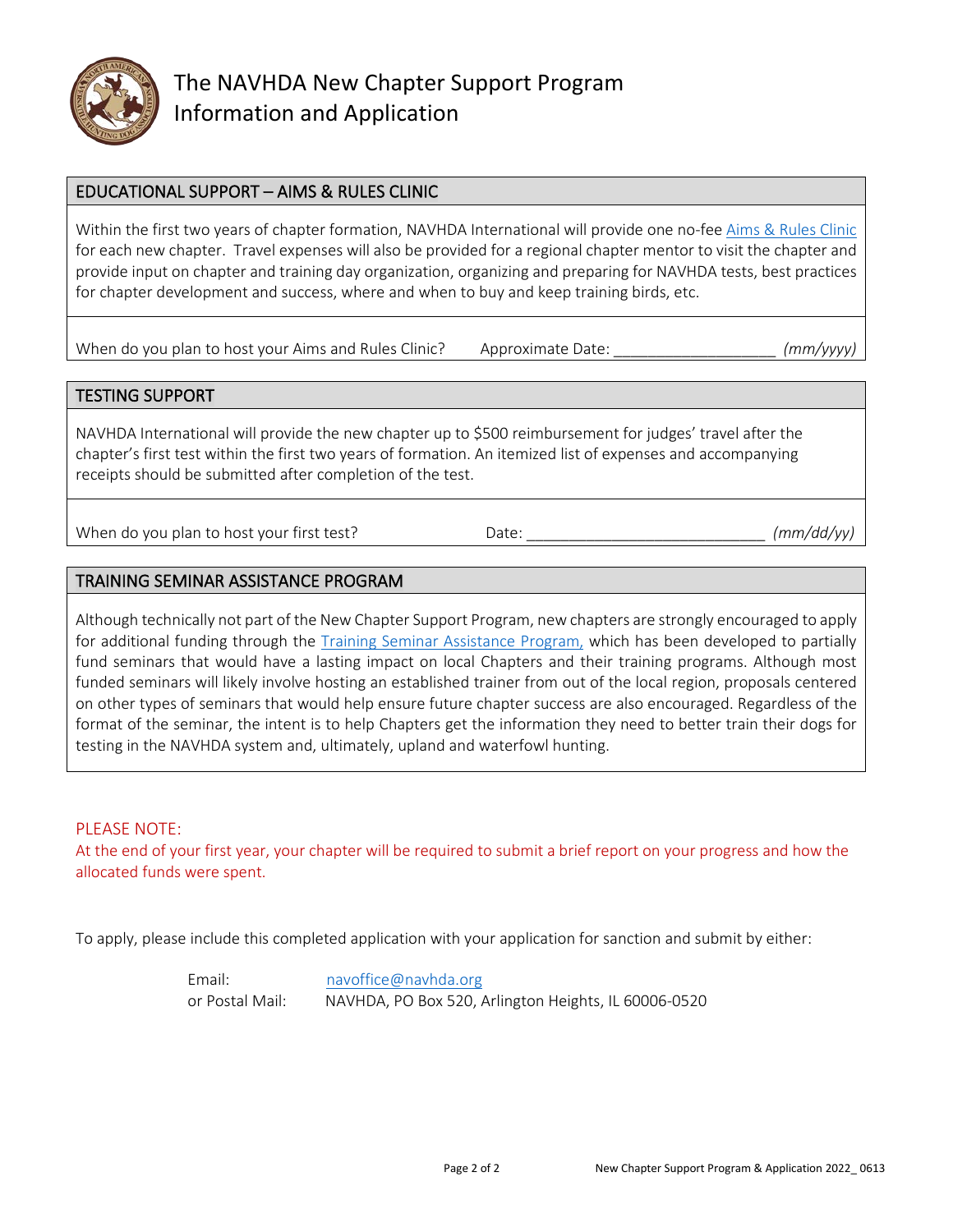# The NAVHDA New Chapter Support Program Information and Application

## EDUCATIONAL SUPPORT – AIMS & RULES CLINIC

Within the first two years of chapter formation, NAVHDA International will provide one no-fee Aims & Rules Clinic for each new chapter. Travel expenses will also be provided for a regional chapter mentor to visit the chapter and provide input on chapter and training day organization, organizing and preparing for NAVHDA tests, best practices for chapter development and success, where and when to buy and keep training birds, etc.

When do you plan to host your Aims and Rules Clinic? Approximate Date: ___________________ *(mm/yyyy)*

## TESTING SUPPORT

NAVHDA International will provide the new chapter up to $500 reimbursement for judges' travel after the chapter's first test within the first two years of formation. An itemized list of expenses and accompanying receipts should be submitted after completion of the test.

When do you plan to host your first test? Date: ___________________________ *(mm/dd/yy)*

## TRAINING SEMINAR ASSISTANCE PROGRAM

Although technically not part of the New Chapter Support Program, new chapters are strongly encouraged to apply for additional funding through the Training Seminar Assistance Program, which has been developed to partially fund seminars that would have a lasting impact on local Chapters and their training programs. Although most funded seminars will likely involve hosting an established trainer from out of the local region, proposals centered on other types of seminars that would help ensure future chapter success are also encouraged. Regardless of the format of the seminar, the intent is to help Chapters get the information they need to better train their dogs for testing in the NAVHDA system and, ultimately, upland and waterfowl hunting.

PLEASE NOTE:
At the end of your first year, your chapter will be required to submit a brief report on your progress and how the allocated funds were spent.

To apply, please include this completed application with your application for sanction and submit by either:

Email: navoffice@navhda.org
or Postal Mail: NAVHDA, PO Box 520, Arlington Heights, IL 60006-0520